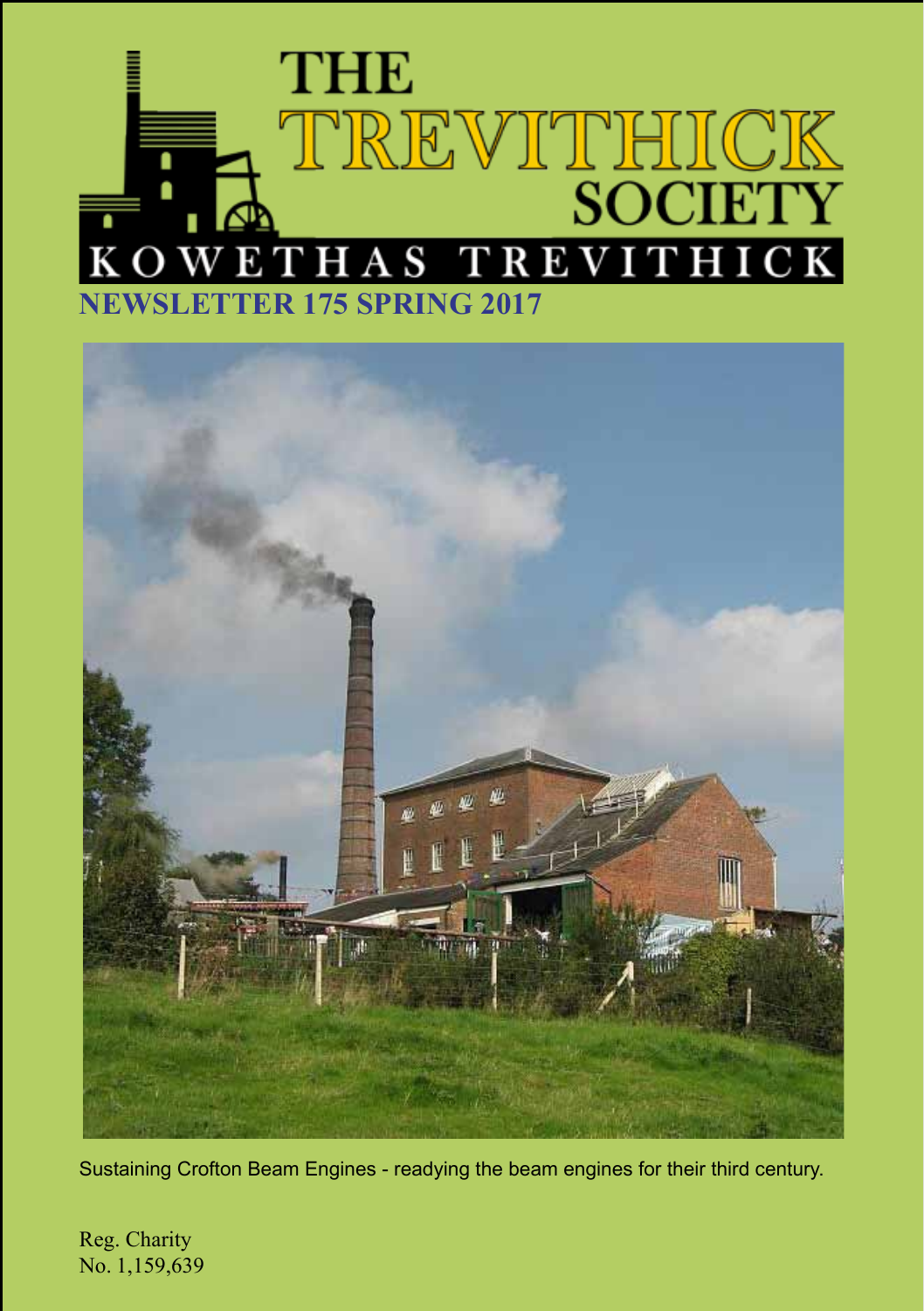# THE TREVITHICK SOCIETY

KOWETHAS TREVITHICK

## NEWSLETTER 175 SPRING 2017

Sustaining Crofton Beam Engines - readying the beam engines for their third century.

Reg. Charity
No. 1,159,639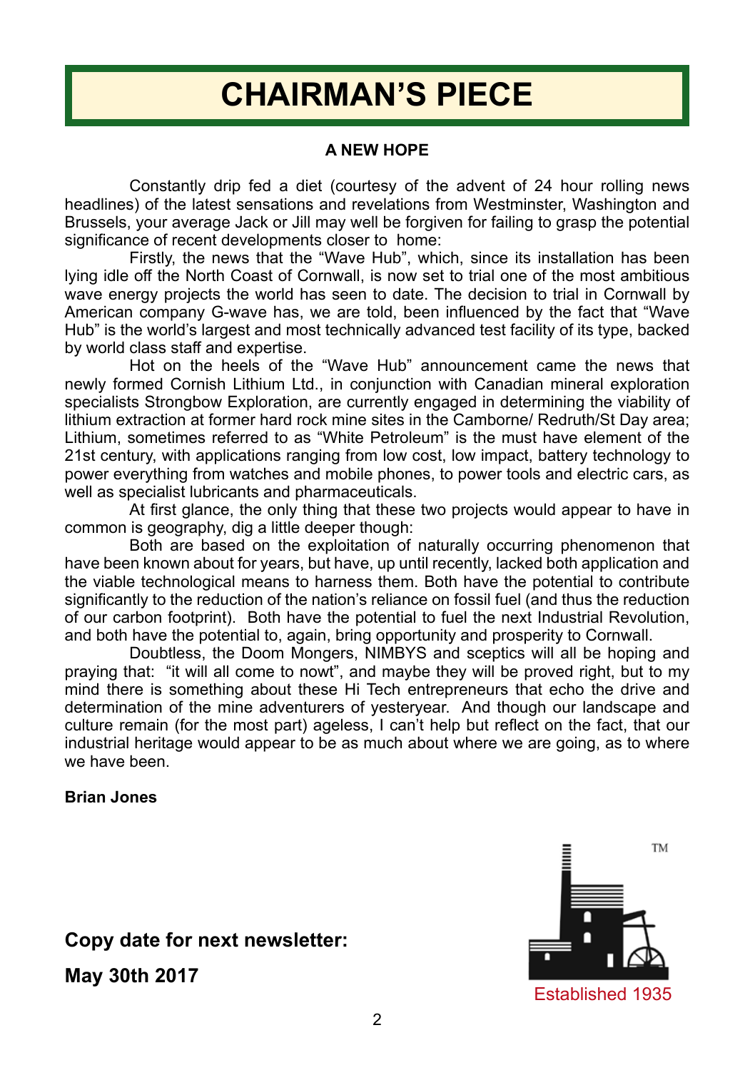# CHAIRMAN'S PIECE

**A NEW HOPE**

Constantly drip fed a diet (courtesy of the advent of 24 hour rolling news headlines) of the latest sensations and revelations from Westminster, Washington and Brussels, your average Jack or Jill may well be forgiven for failing to grasp the potential significance of recent developments closer to home:

Firstly, the news that the "Wave Hub", which, since its installation has been lying idle off the North Coast of Cornwall, is now set to trial one of the most ambitious wave energy projects the world has seen to date. The decision to trial in Cornwall by American company G-wave has, we are told, been influenced by the fact that "Wave Hub" is the world's largest and most technically advanced test facility of its type, backed by world class staff and expertise.

Hot on the heels of the "Wave Hub" announcement came the news that newly formed Cornish Lithium Ltd., in conjunction with Canadian mineral exploration specialists Strongbow Exploration, are currently engaged in determining the viability of lithium extraction at former hard rock mine sites in the Camborne/ Redruth/St Day area; Lithium, sometimes referred to as "White Petroleum" is the must have element of the 21st century, with applications ranging from low cost, low impact, battery technology to power everything from watches and mobile phones, to power tools and electric cars, as well as specialist lubricants and pharmaceuticals.

At first glance, the only thing that these two projects would appear to have in common is geography, dig a little deeper though:

Both are based on the exploitation of naturally occurring phenomenon that have been known about for years, but have, up until recently, lacked both application and the viable technological means to harness them. Both have the potential to contribute significantly to the reduction of the nation's reliance on fossil fuel (and thus the reduction of our carbon footprint). Both have the potential to fuel the next Industrial Revolution, and both have the potential to, again, bring opportunity and prosperity to Cornwall.

Doubtless, the Doom Mongers, NIMBYS and sceptics will all be hoping and praying that: "it will all come to nowt", and maybe they will be proved right, but to my mind there is something about these Hi Tech entrepreneurs that echo the drive and determination of the mine adventurers of yesteryear. And though our landscape and culture remain (for the most part) ageless, I can't help but reflect on the fact, that our industrial heritage would appear to be as much about where we are going, as to where we have been.

**Brian Jones**

**Copy date for next newsletter:**

**May 30th 2017**

TM

Established 1935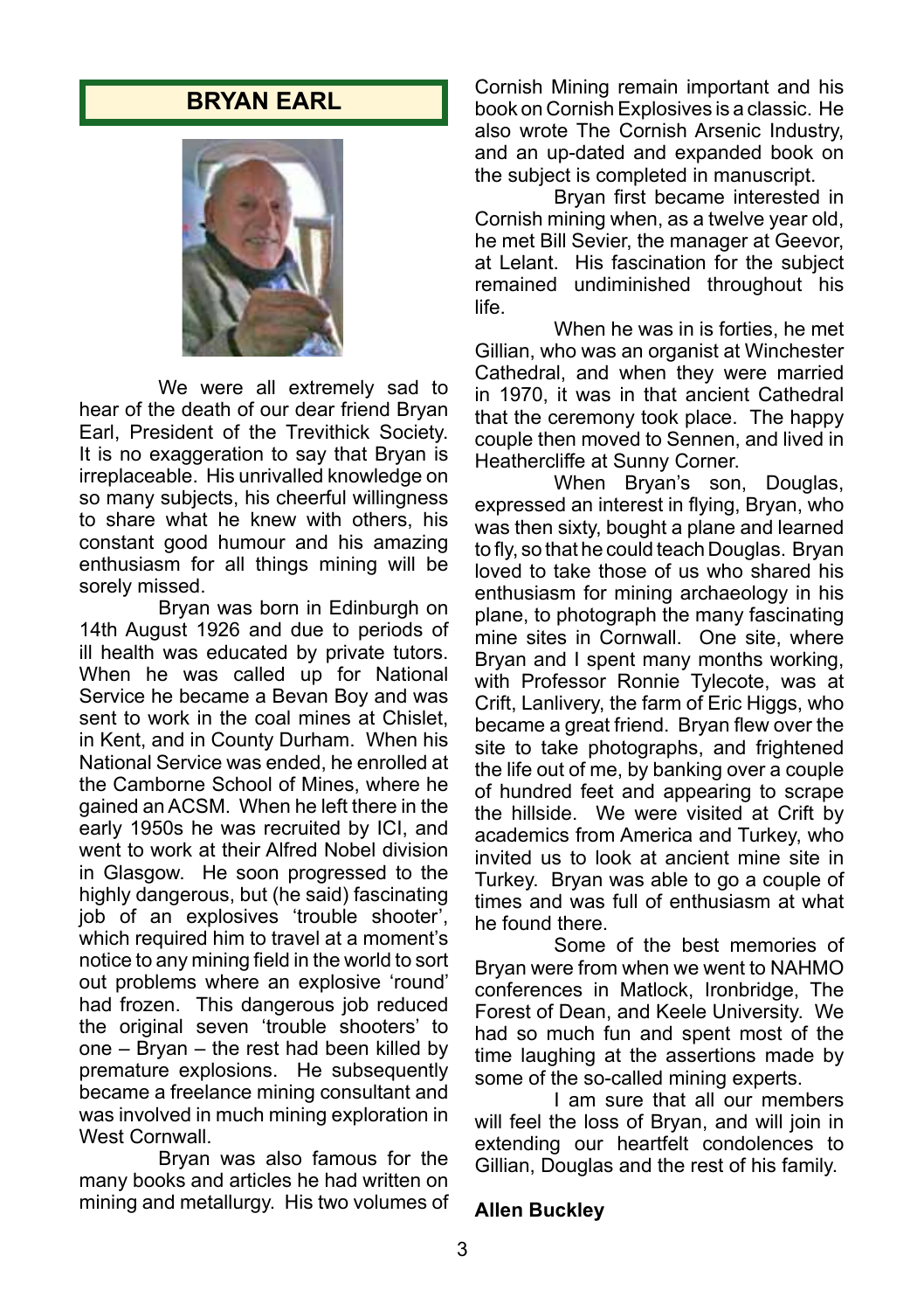## BRYAN EARL

We were all extremely sad to hear of the death of our dear friend Bryan Earl, President of the Trevithick Society. It is no exaggeration to say that Bryan is irreplaceable. His unrivalled knowledge on so many subjects, his cheerful willingness to share what he knew with others, his constant good humour and his amazing enthusiasm for all things mining will be sorely missed.

Bryan was born in Edinburgh on 14th August 1926 and due to periods of ill health was educated by private tutors. When he was called up for National Service he became a Bevan Boy and was sent to work in the coal mines at Chislet, in Kent, and in County Durham. When his National Service was ended, he enrolled at the Camborne School of Mines, where he gained an ACSM. When he left there in the early 1950s he was recruited by ICI, and went to work at their Alfred Nobel division in Glasgow. He soon progressed to the highly dangerous, but (he said) fascinating job of an explosives 'trouble shooter', which required him to travel at a moment's notice to any mining field in the world to sort out problems where an explosive 'round' had frozen. This dangerous job reduced the original seven 'trouble shooters' to one – Bryan – the rest had been killed by premature explosions. He subsequently became a freelance mining consultant and was involved in much mining exploration in West Cornwall.

Bryan was also famous for the many books and articles he had written on mining and metallurgy. His two volumes of Cornish Mining remain important and his book on Cornish Explosives is a classic. He also wrote The Cornish Arsenic Industry, and an up-dated and expanded book on the subject is completed in manuscript.

Bryan first became interested in Cornish mining when, as a twelve year old, he met Bill Sevier, the manager at Geevor, at Lelant. His fascination for the subject remained undiminished throughout his life.

When he was in is forties, he met Gillian, who was an organist at Winchester Cathedral, and when they were married in 1970, it was in that ancient Cathedral that the ceremony took place. The happy couple then moved to Sennen, and lived in Heathercliffe at Sunny Corner.

When Bryan's son, Douglas, expressed an interest in flying, Bryan, who was then sixty, bought a plane and learned to fly, so that he could teach Douglas. Bryan loved to take those of us who shared his enthusiasm for mining archaeology in his plane, to photograph the many fascinating mine sites in Cornwall. One site, where Bryan and I spent many months working, with Professor Ronnie Tylecote, was at Crift, Lanlivery, the farm of Eric Higgs, who became a great friend. Bryan flew over the site to take photographs, and frightened the life out of me, by banking over a couple of hundred feet and appearing to scrape the hillside. We were visited at Crift by academics from America and Turkey, who invited us to look at ancient mine site in Turkey. Bryan was able to go a couple of times and was full of enthusiasm at what he found there.

Some of the best memories of Bryan were from when we went to NAHMO conferences in Matlock, Ironbridge, The Forest of Dean, and Keele University. We had so much fun and spent most of the time laughing at the assertions made by some of the so-called mining experts.

I am sure that all our members will feel the loss of Bryan, and will join in extending our heartfelt condolences to Gillian, Douglas and the rest of his family.

**Allen Buckley**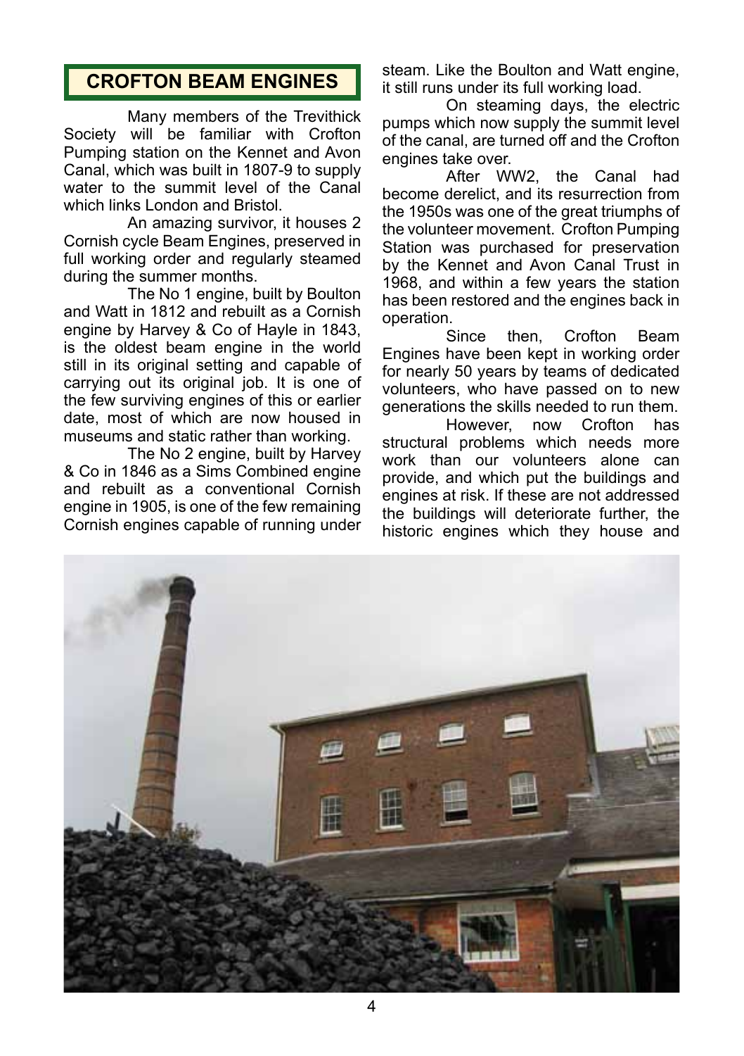## CROFTON BEAM ENGINES

Many members of the Trevithick Society will be familiar with Crofton Pumping station on the Kennet and Avon Canal, which was built in 1807-9 to supply water to the summit level of the Canal which links London and Bristol.

An amazing survivor, it houses 2 Cornish cycle Beam Engines, preserved in full working order and regularly steamed during the summer months.

The No 1 engine, built by Boulton and Watt in 1812 and rebuilt as a Cornish engine by Harvey & Co of Hayle in 1843, is the oldest beam engine in the world still in its original setting and capable of carrying out its original job. It is one of the few surviving engines of this or earlier date, most of which are now housed in museums and static rather than working.

The No 2 engine, built by Harvey & Co in 1846 as a Sims Combined engine and rebuilt as a conventional Cornish engine in 1905, is one of the few remaining Cornish engines capable of running under steam. Like the Boulton and Watt engine, it still runs under its full working load.

On steaming days, the electric pumps which now supply the summit level of the canal, are turned off and the Crofton engines take over.

After WW2, the Canal had become derelict, and its resurrection from the 1950s was one of the great triumphs of the volunteer movement. Crofton Pumping Station was purchased for preservation by the Kennet and Avon Canal Trust in 1968, and within a few years the station has been restored and the engines back in operation.

Since then, Crofton Beam Engines have been kept in working order for nearly 50 years by teams of dedicated volunteers, who have passed on to new generations the skills needed to run them.

However, now Crofton has structural problems which needs more work than our volunteers alone can provide, and which put the buildings and engines at risk. If these are not addressed the buildings will deteriorate further, the historic engines which they house and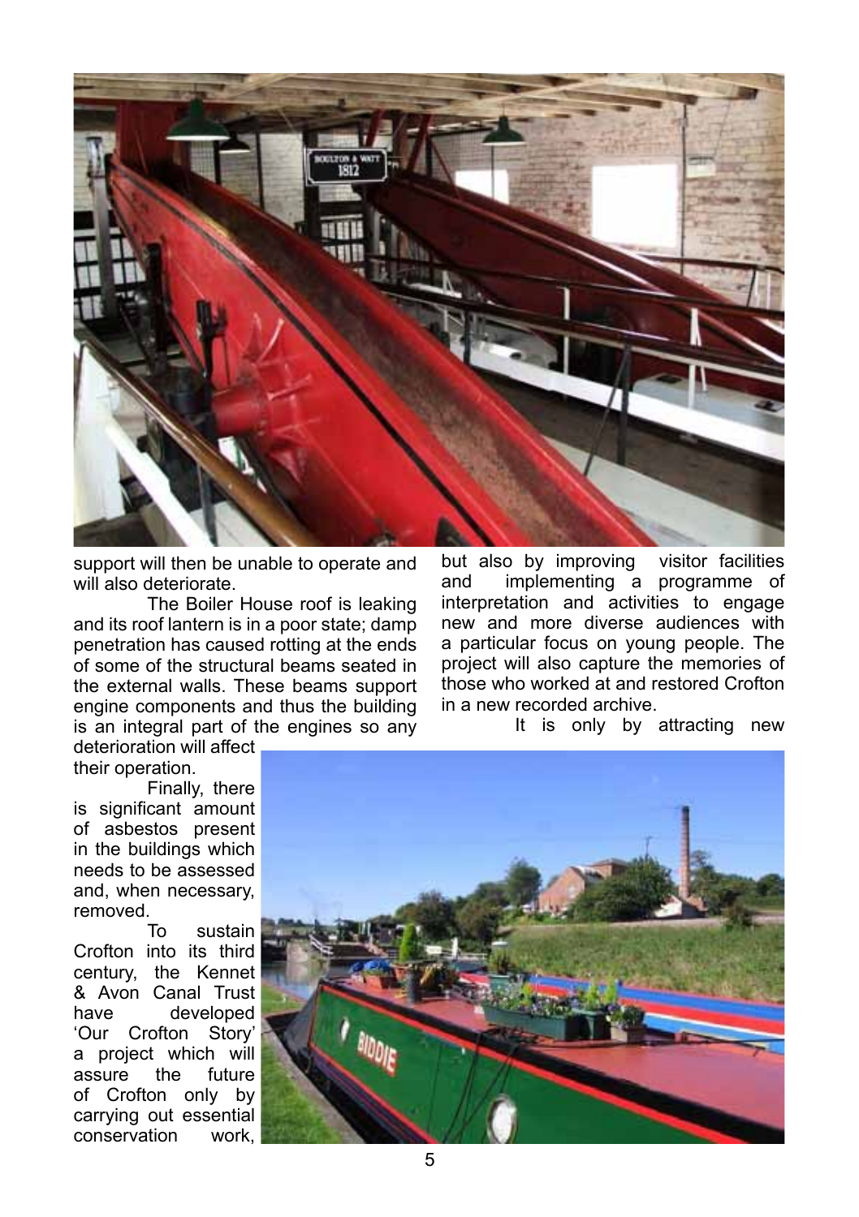support will then be unable to operate and will also deteriorate.

The Boiler House roof is leaking and its roof lantern is in a poor state; damp penetration has caused rotting at the ends of some of the structural beams seated in the external walls. These beams support engine components and thus the building is an integral part of the engines so any deterioration will affect their operation.

Finally, there is significant amount of asbestos present in the buildings which needs to be assessed and, when necessary, removed.

To sustain Crofton into its third century, the Kennet & Avon Canal Trust have developed 'Our Crofton Story' a project which will assure the future of Crofton only by carrying out essential conservation work, but also by improving visitor facilities and implementing a programme of interpretation and activities to engage new and more diverse audiences with a particular focus on young people. The project will also capture the memories of those who worked at and restored Crofton in a new recorded archive.

It is only by attracting new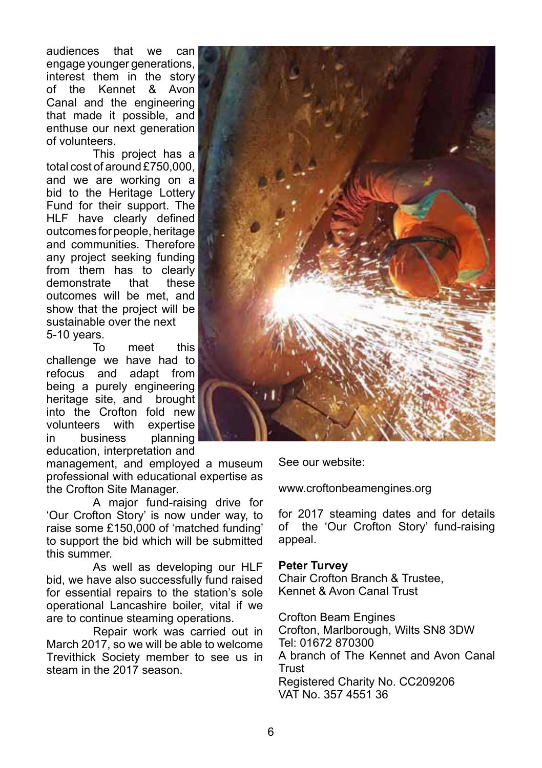audiences that we can engage younger generations, interest them in the story of the Kennet & Avon Canal and the engineering that made it possible, and enthuse our next generation of volunteers.

This project has a total cost of around £750,000, and we are working on a bid to the Heritage Lottery Fund for their support. The HLF have clearly defined outcomes for people, heritage and communities. Therefore any project seeking funding from them has to clearly demonstrate that these outcomes will be met, and show that the project will be sustainable over the next 5-10 years.

To meet this challenge we have had to refocus and adapt from being a purely engineering heritage site, and brought into the Crofton fold new volunteers with expertise in business planning education, interpretation and management, and employed a museum professional with educational expertise as the Crofton Site Manager.

A major fund-raising drive for 'Our Crofton Story' is now under way, to raise some £150,000 of 'matched funding' to support the bid which will be submitted this summer.

As well as developing our HLF bid, we have also successfully fund raised for essential repairs to the station's sole operational Lancashire boiler, vital if we are to continue steaming operations.

Repair work was carried out in March 2017, so we will be able to welcome Trevithick Society member to see us in steam in the 2017 season.

See our website:

www.croftonbeamengines.org

for 2017 steaming dates and for details of the 'Our Crofton Story' fund-raising appeal.

**Peter Turvey**
Chair Crofton Branch & Trustee,
Kennet & Avon Canal Trust

Crofton Beam Engines
Crofton, Marlborough, Wilts SN8 3DW
Tel: 01672 870300
A branch of The Kennet and Avon Canal Trust
Registered Charity No. CC209206
VAT No. 357 4551 36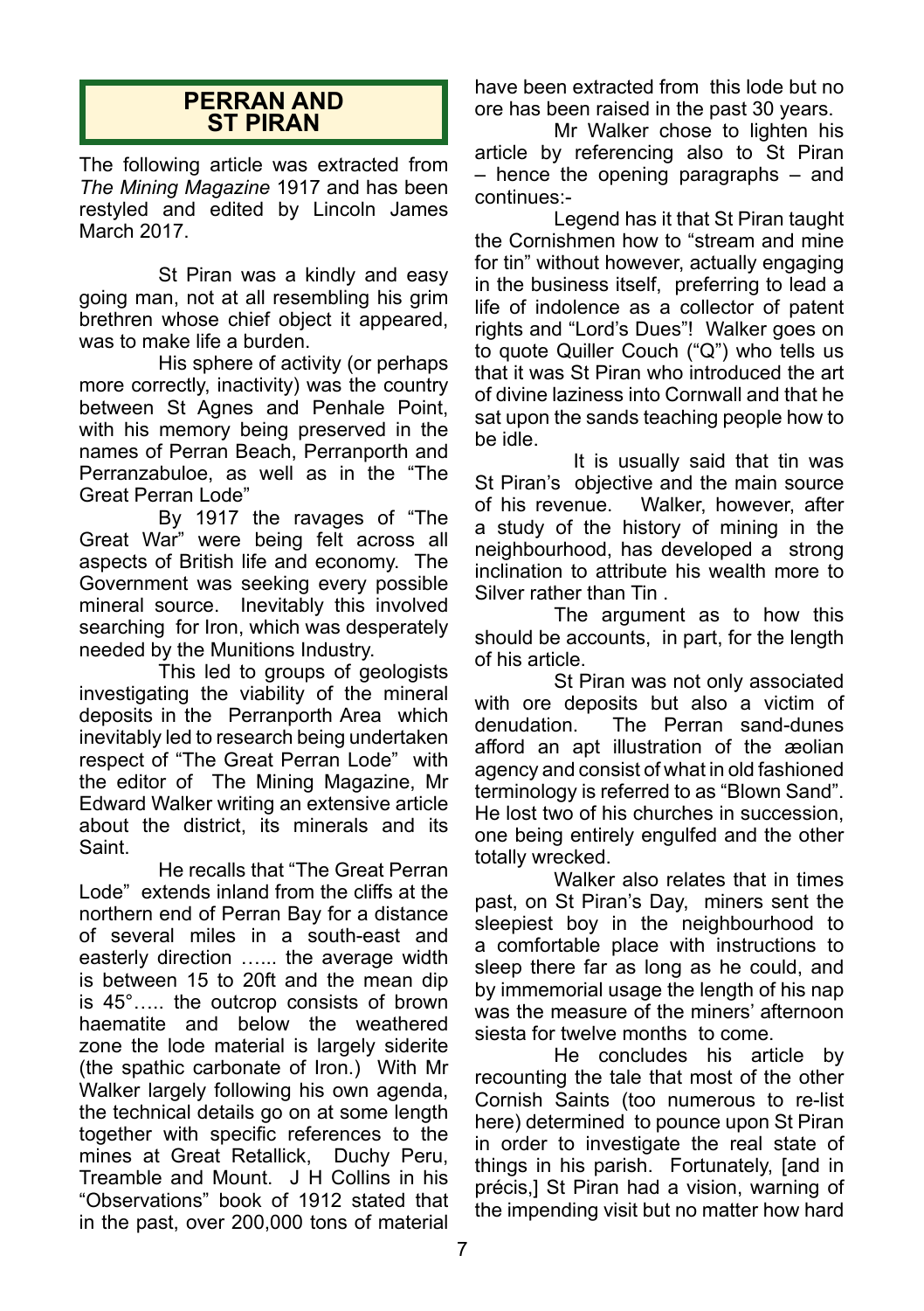## PERRAN AND ST PIRAN

The following article was extracted from *The Mining Magazine* 1917 and has been restyled and edited by Lincoln James March 2017.

St Piran was a kindly and easy going man, not at all resembling his grim brethren whose chief object it appeared, was to make life a burden.

His sphere of activity (or perhaps more correctly, inactivity) was the country between St Agnes and Penhale Point, with his memory being preserved in the names of Perran Beach, Perranporth and Perranzabuloe, as well as in the "The Great Perran Lode"

By 1917 the ravages of "The Great War" were being felt across all aspects of British life and economy. The Government was seeking every possible mineral source. Inevitably this involved searching for Iron, which was desperately needed by the Munitions Industry.

This led to groups of geologists investigating the viability of the mineral deposits in the Perranporth Area which inevitably led to research being undertaken respect of "The Great Perran Lode" with the editor of The Mining Magazine, Mr Edward Walker writing an extensive article about the district, its minerals and its Saint.

He recalls that "The Great Perran Lode" extends inland from the cliffs at the northern end of Perran Bay for a distance of several miles in a south-east and easterly direction …... the average width is between 15 to 20ft and the mean dip is 45°….. the outcrop consists of brown haematite and below the weathered zone the lode material is largely siderite (the spathic carbonate of Iron.) With Mr Walker largely following his own agenda, the technical details go on at some length together with specific references to the mines at Great Retallick, Duchy Peru, Treamble and Mount. J H Collins in his "Observations" book of 1912 stated that in the past, over 200,000 tons of material have been extracted from this lode but no ore has been raised in the past 30 years.

Mr Walker chose to lighten his article by referencing also to St Piran – hence the opening paragraphs – and continues:-

Legend has it that St Piran taught the Cornishmen how to "stream and mine for tin" without however, actually engaging in the business itself, preferring to lead a life of indolence as a collector of patent rights and "Lord's Dues"! Walker goes on to quote Quiller Couch ("Q") who tells us that it was St Piran who introduced the art of divine laziness into Cornwall and that he sat upon the sands teaching people how to be idle.

It is usually said that tin was St Piran's objective and the main source of his revenue. Walker, however, after a study of the history of mining in the neighbourhood, has developed a strong inclination to attribute his wealth more to Silver rather than Tin .

The argument as to how this should be accounts, in part, for the length of his article.

St Piran was not only associated with ore deposits but also a victim of denudation. The Perran sand-dunes afford an apt illustration of the æolian agency and consist of what in old fashioned terminology is referred to as "Blown Sand". He lost two of his churches in succession, one being entirely engulfed and the other totally wrecked.

Walker also relates that in times past, on St Piran's Day, miners sent the sleepiest boy in the neighbourhood to a comfortable place with instructions to sleep there far as long as he could, and by immemorial usage the length of his nap was the measure of the miners' afternoon siesta for twelve months to come.

He concludes his article by recounting the tale that most of the other Cornish Saints (too numerous to re-list here) determined to pounce upon St Piran in order to investigate the real state of things in his parish. Fortunately, [and in précis,] St Piran had a vision, warning of the impending visit but no matter how hard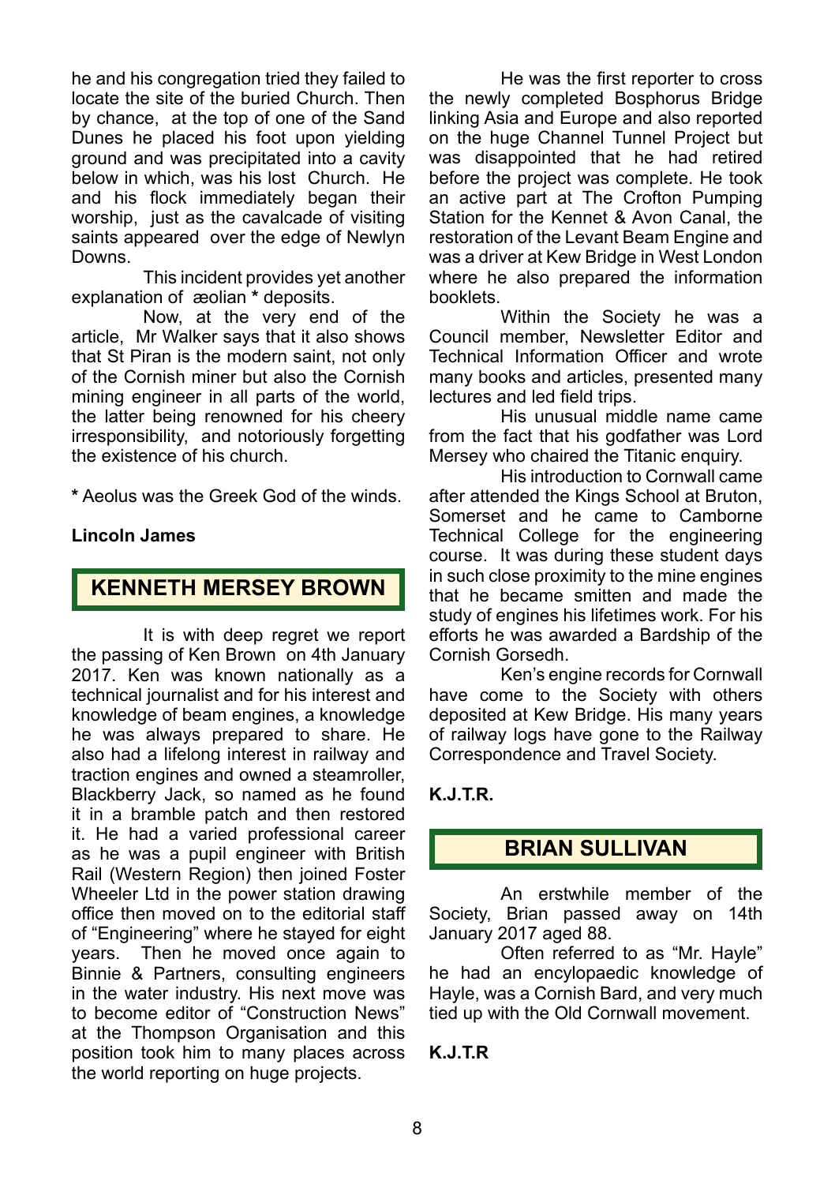he and his congregation tried they failed to locate the site of the buried Church. Then by chance, at the top of one of the Sand Dunes he placed his foot upon yielding ground and was precipitated into a cavity below in which, was his lost Church. He and his flock immediately began their worship, just as the cavalcade of visiting saints appeared over the edge of Newlyn Downs.

This incident provides yet another explanation of æolian **\*** deposits.

Now, at the very end of the article, Mr Walker says that it also shows that St Piran is the modern saint, not only of the Cornish miner but also the Cornish mining engineer in all parts of the world, the latter being renowned for his cheery irresponsibility, and notoriously forgetting the existence of his church.

**\*** Aeolus was the Greek God of the winds.

**Lincoln James**

## KENNETH MERSEY BROWN

It is with deep regret we report the passing of Ken Brown on 4th January 2017. Ken was known nationally as a technical journalist and for his interest and knowledge of beam engines, a knowledge he was always prepared to share. He also had a lifelong interest in railway and traction engines and owned a steamroller, Blackberry Jack, so named as he found it in a bramble patch and then restored it. He had a varied professional career as he was a pupil engineer with British Rail (Western Region) then joined Foster Wheeler Ltd in the power station drawing office then moved on to the editorial staff of "Engineering" where he stayed for eight years. Then he moved once again to Binnie & Partners, consulting engineers in the water industry. His next move was to become editor of "Construction News" at the Thompson Organisation and this position took him to many places across the world reporting on huge projects.

He was the first reporter to cross the newly completed Bosphorus Bridge linking Asia and Europe and also reported on the huge Channel Tunnel Project but was disappointed that he had retired before the project was complete. He took an active part at The Crofton Pumping Station for the Kennet & Avon Canal, the restoration of the Levant Beam Engine and was a driver at Kew Bridge in West London where he also prepared the information booklets.

Within the Society he was a Council member, Newsletter Editor and Technical Information Officer and wrote many books and articles, presented many lectures and led field trips.

His unusual middle name came from the fact that his godfather was Lord Mersey who chaired the Titanic enquiry.

His introduction to Cornwall came after attended the Kings School at Bruton, Somerset and he came to Camborne Technical College for the engineering course. It was during these student days in such close proximity to the mine engines that he became smitten and made the study of engines his lifetimes work. For his efforts he was awarded a Bardship of the Cornish Gorsedh.

Ken's engine records for Cornwall have come to the Society with others deposited at Kew Bridge. His many years of railway logs have gone to the Railway Correspondence and Travel Society.

**K.J.T.R.**

## BRIAN SULLIVAN

An erstwhile member of the Society, Brian passed away on 14th January 2017 aged 88.

Often referred to as "Mr. Hayle" he had an encylopaedic knowledge of Hayle, was a Cornish Bard, and very much tied up with the Old Cornwall movement.

**K.J.T.R**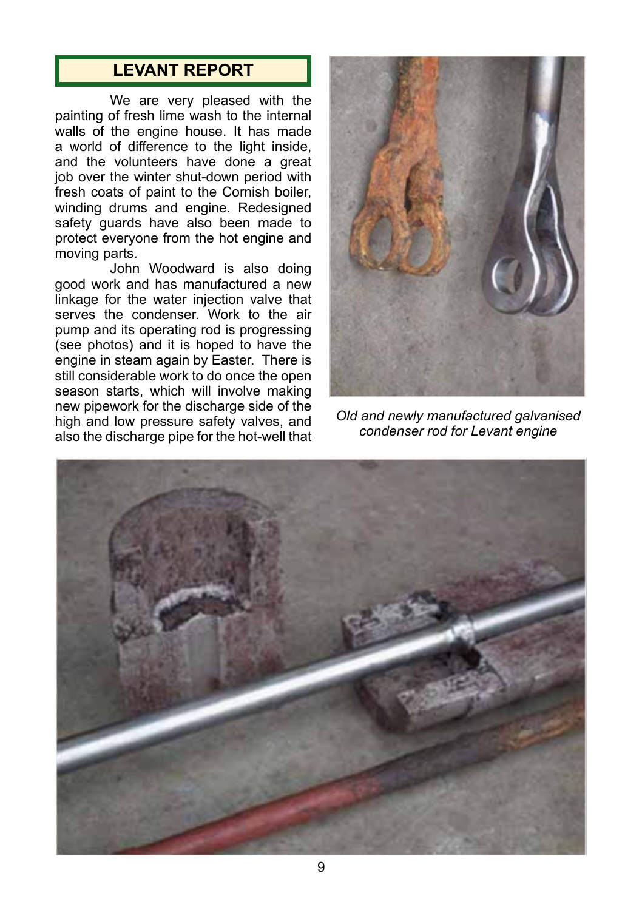## LEVANT REPORT

We are very pleased with the painting of fresh lime wash to the internal walls of the engine house. It has made a world of difference to the light inside, and the volunteers have done a great job over the winter shut-down period with fresh coats of paint to the Cornish boiler, winding drums and engine. Redesigned safety guards have also been made to protect everyone from the hot engine and moving parts.

John Woodward is also doing good work and has manufactured a new linkage for the water injection valve that serves the condenser. Work to the air pump and its operating rod is progressing (see photos) and it is hoped to have the engine in steam again by Easter. There is still considerable work to do once the open season starts, which will involve making new pipework for the discharge side of the high and low pressure safety valves, and also the discharge pipe for the hot-well that

*Old and newly manufactured galvanised condenser rod for Levant engine*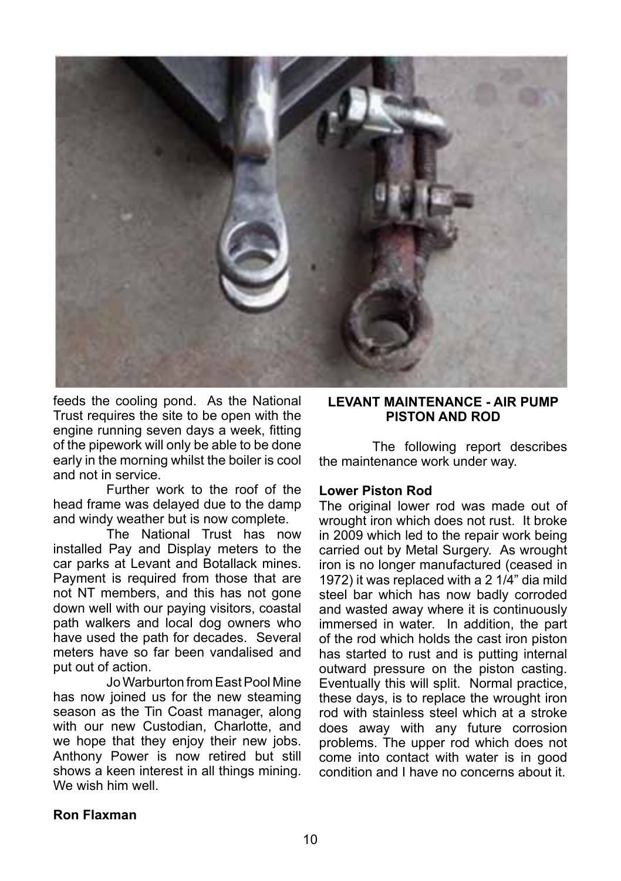feeds the cooling pond. As the National Trust requires the site to be open with the engine running seven days a week, fitting of the pipework will only be able to be done early in the morning whilst the boiler is cool and not in service.

Further work to the roof of the head frame was delayed due to the damp and windy weather but is now complete.

The National Trust has now installed Pay and Display meters to the car parks at Levant and Botallack mines. Payment is required from those that are not NT members, and this has not gone down well with our paying visitors, coastal path walkers and local dog owners who have used the path for decades. Several meters have so far been vandalised and put out of action.

Jo Warburton from East Pool Mine has now joined us for the new steaming season as the Tin Coast manager, along with our new Custodian, Charlotte, and we hope that they enjoy their new jobs. Anthony Power is now retired but still shows a keen interest in all things mining. We wish him well.

**Ron Flaxman**

## LEVANT MAINTENANCE - AIR PUMP PISTON AND ROD

The following report describes the maintenance work under way.

### Lower Piston Rod

The original lower rod was made out of wrought iron which does not rust. It broke in 2009 which led to the repair work being carried out by Metal Surgery. As wrought iron is no longer manufactured (ceased in 1972) it was replaced with a 2 1/4" dia mild steel bar which has now badly corroded and wasted away where it is continuously immersed in water. In addition, the part of the rod which holds the cast iron piston has started to rust and is putting internal outward pressure on the piston casting. Eventually this will split. Normal practice, these days, is to replace the wrought iron rod with stainless steel which at a stroke does away with any future corrosion problems. The upper rod which does not come into contact with water is in good condition and I have no concerns about it.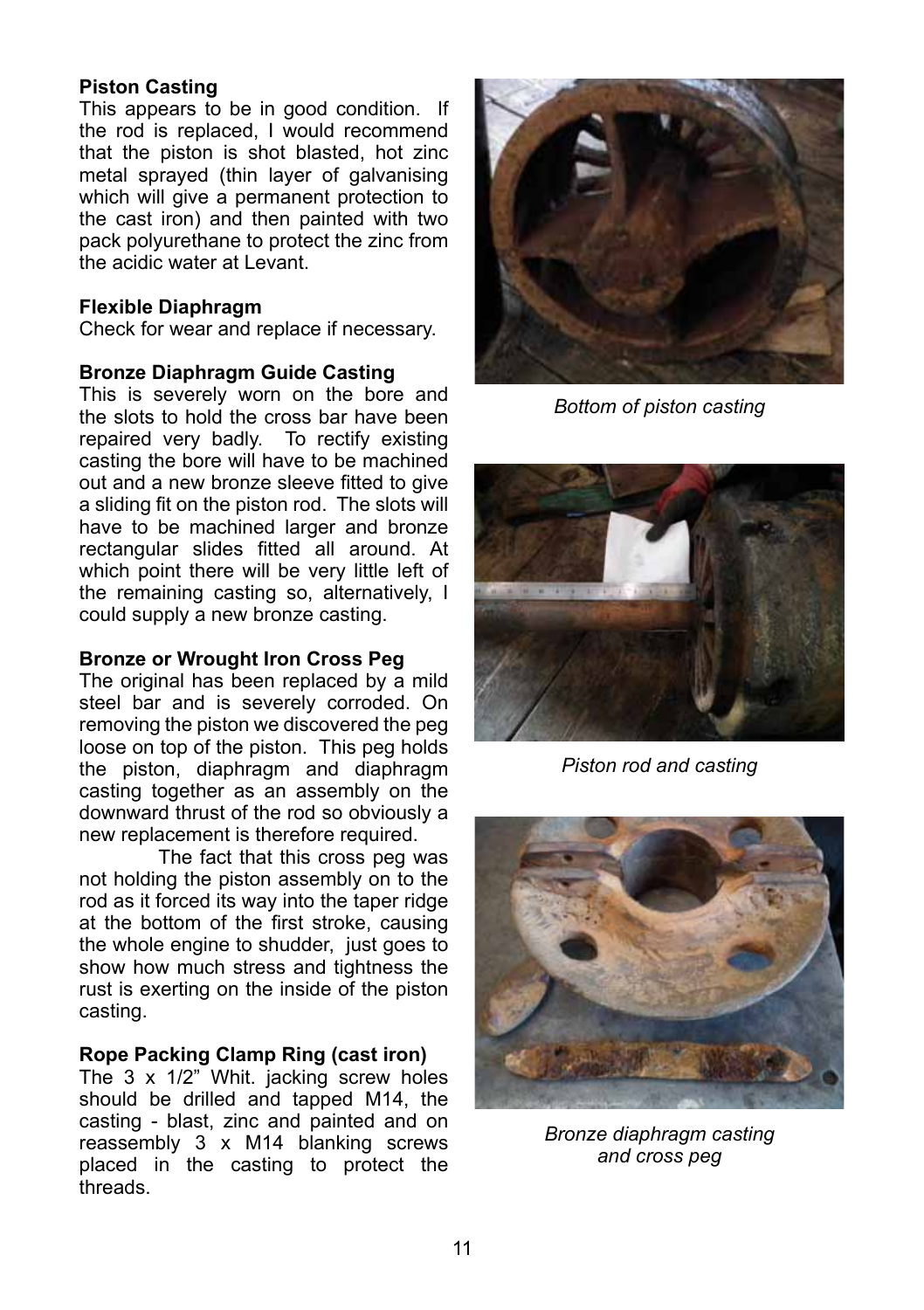**Piston Casting**

This appears to be in good condition. If the rod is replaced, I would recommend that the piston is shot blasted, hot zinc metal sprayed (thin layer of galvanising which will give a permanent protection to the cast iron) and then painted with two pack polyurethane to protect the zinc from the acidic water at Levant.

**Flexible Diaphragm**

Check for wear and replace if necessary.

**Bronze Diaphragm Guide Casting**

This is severely worn on the bore and the slots to hold the cross bar have been repaired very badly. To rectify existing casting the bore will have to be machined out and a new bronze sleeve fitted to give a sliding fit on the piston rod. The slots will have to be machined larger and bronze rectangular slides fitted all around. At which point there will be very little left of the remaining casting so, alternatively, I could supply a new bronze casting.

**Bronze or Wrought Iron Cross Peg**

The original has been replaced by a mild steel bar and is severely corroded. On removing the piston we discovered the peg loose on top of the piston. This peg holds the piston, diaphragm and diaphragm casting together as an assembly on the downward thrust of the rod so obviously a new replacement is therefore required.

The fact that this cross peg was not holding the piston assembly on to the rod as it forced its way into the taper ridge at the bottom of the first stroke, causing the whole engine to shudder, just goes to show how much stress and tightness the rust is exerting on the inside of the piston casting.

**Rope Packing Clamp Ring (cast iron)**

The 3 x 1/2" Whit. jacking screw holes should be drilled and tapped M14, the casting - blast, zinc and painted and on reassembly 3 x M14 blanking screws placed in the casting to protect the threads.

*Bottom of piston casting*

*Piston rod and casting*

*Bronze diaphragm casting and cross peg*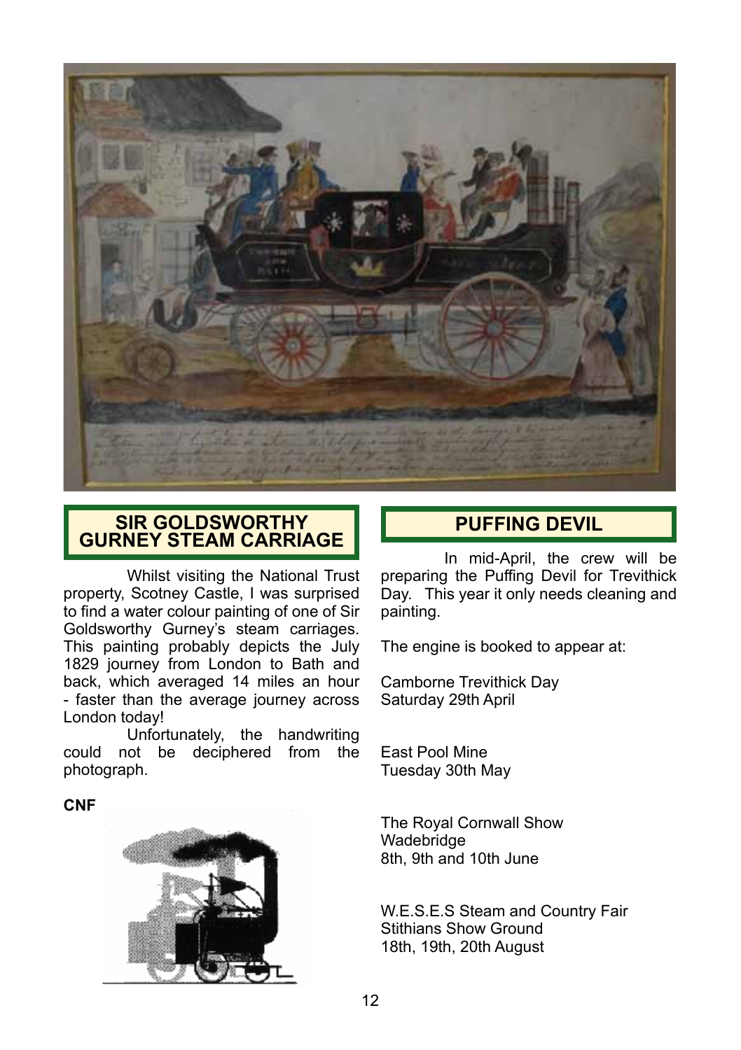## SIR GOLDSWORTHY GURNEY STEAM CARRIAGE

Whilst visiting the National Trust property, Scotney Castle, I was surprised to find a water colour painting of one of Sir Goldsworthy Gurney's steam carriages. This painting probably depicts the July 1829 journey from London to Bath and back, which averaged 14 miles an hour - faster than the average journey across London today!

Unfortunately, the handwriting could not be deciphered from the photograph.

**CNF**

## PUFFING DEVIL

In mid-April, the crew will be preparing the Puffing Devil for Trevithick Day. This year it only needs cleaning and painting.

The engine is booked to appear at:

Camborne Trevithick Day
Saturday 29th April

East Pool Mine
Tuesday 30th May

The Royal Cornwall Show
Wadebridge
8th, 9th and 10th June

W.E.S.E.S Steam and Country Fair
Stithians Show Ground
18th, 19th, 20th August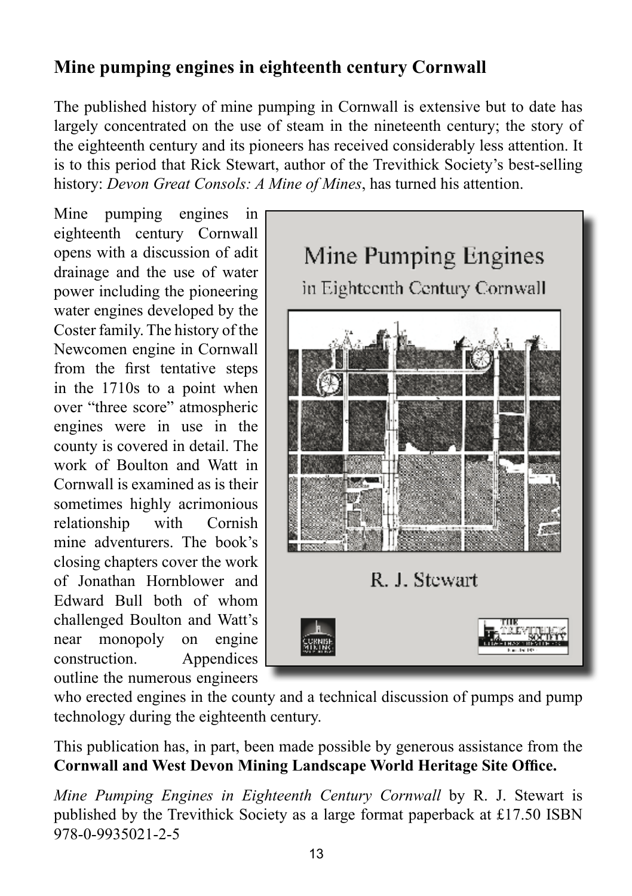## Mine pumping engines in eighteenth century Cornwall

The published history of mine pumping in Cornwall is extensive but to date has largely concentrated on the use of steam in the nineteenth century; the story of the eighteenth century and its pioneers has received considerably less attention. It is to this period that Rick Stewart, author of the Trevithick Society's best-selling history: *Devon Great Consols: A Mine of Mines*, has turned his attention.

Mine pumping engines in eighteenth century Cornwall opens with a discussion of adit drainage and the use of water power including the pioneering water engines developed by the Coster family. The history of the Newcomen engine in Cornwall from the first tentative steps in the 1710s to a point when over "three score" atmospheric engines were in use in the county is covered in detail. The work of Boulton and Watt in Cornwall is examined as is their sometimes highly acrimonious relationship with Cornish mine adventurers. The book's closing chapters cover the work of Jonathan Hornblower and Edward Bull both of whom challenged Boulton and Watt's near monopoly on engine construction. Appendices outline the numerous engineers who erected engines in the county and a technical discussion of pumps and pump technology during the eighteenth century.

This publication has, in part, been made possible by generous assistance from the **Cornwall and West Devon Mining Landscape World Heritage Site Office.**

*Mine Pumping Engines in Eighteenth Century Cornwall* by R. J. Stewart is published by the Trevithick Society as a large format paperback at £17.50 ISBN 978-0-9935021-2-5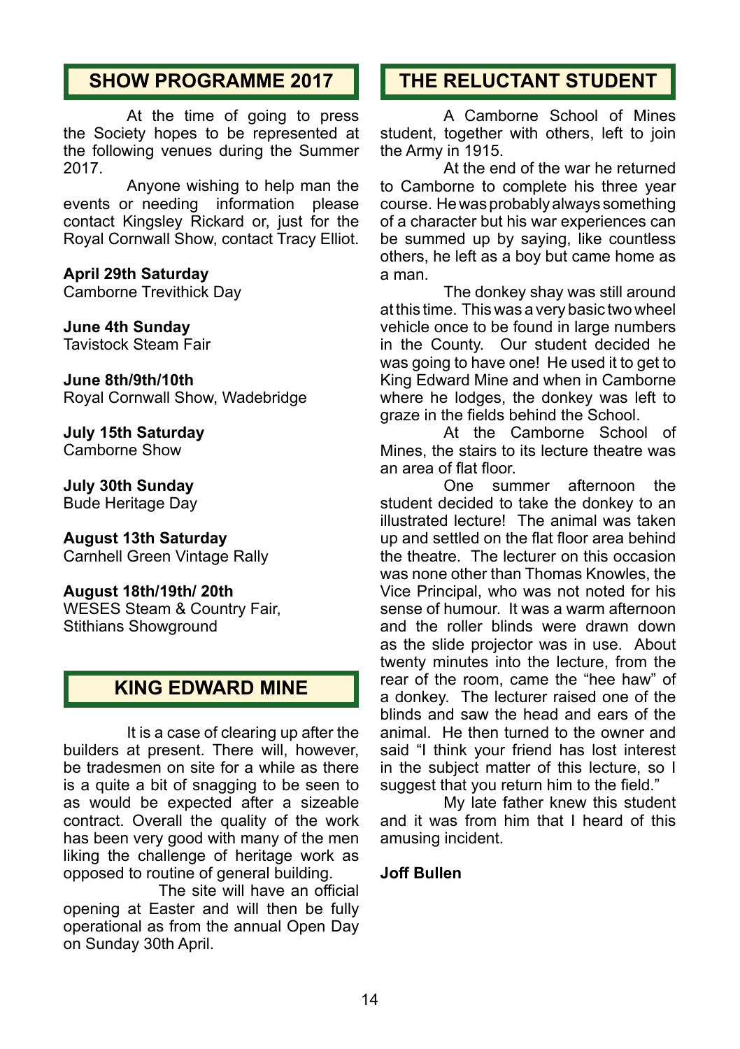## SHOW PROGRAMME 2017

At the time of going to press the Society hopes to be represented at the following venues during the Summer 2017.

Anyone wishing to help man the events or needing information please contact Kingsley Rickard or, just for the Royal Cornwall Show, contact Tracy Elliot.

**April 29th Saturday**
Camborne Trevithick Day

**June 4th Sunday**
Tavistock Steam Fair

**June 8th/9th/10th**
Royal Cornwall Show, Wadebridge

**July 15th Saturday**
Camborne Show

**July 30th Sunday**
Bude Heritage Day

**August 13th Saturday**
Carnhell Green Vintage Rally

**August 18th/19th/ 20th**
WESES Steam & Country Fair,
Stithians Showground

## KING EDWARD MINE

It is a case of clearing up after the builders at present. There will, however, be tradesmen on site for a while as there is a quite a bit of snagging to be seen to as would be expected after a sizeable contract. Overall the quality of the work has been very good with many of the men liking the challenge of heritage work as opposed to routine of general building.

The site will have an official opening at Easter and will then be fully operational as from the annual Open Day on Sunday 30th April.

## THE RELUCTANT STUDENT

A Camborne School of Mines student, together with others, left to join the Army in 1915.

At the end of the war he returned to Camborne to complete his three year course. He was probably always something of a character but his war experiences can be summed up by saying, like countless others, he left as a boy but came home as a man.

The donkey shay was still around at this time. This was a very basic two wheel vehicle once to be found in large numbers in the County. Our student decided he was going to have one! He used it to get to King Edward Mine and when in Camborne where he lodges, the donkey was left to graze in the fields behind the School.

At the Camborne School of Mines, the stairs to its lecture theatre was an area of flat floor.

One summer afternoon the student decided to take the donkey to an illustrated lecture! The animal was taken up and settled on the flat floor area behind the theatre. The lecturer on this occasion was none other than Thomas Knowles, the Vice Principal, who was not noted for his sense of humour. It was a warm afternoon and the roller blinds were drawn down as the slide projector was in use. About twenty minutes into the lecture, from the rear of the room, came the "hee haw" of a donkey. The lecturer raised one of the blinds and saw the head and ears of the animal. He then turned to the owner and said "I think your friend has lost interest in the subject matter of this lecture, so I suggest that you return him to the field."

My late father knew this student and it was from him that I heard of this amusing incident.

**Joff Bullen**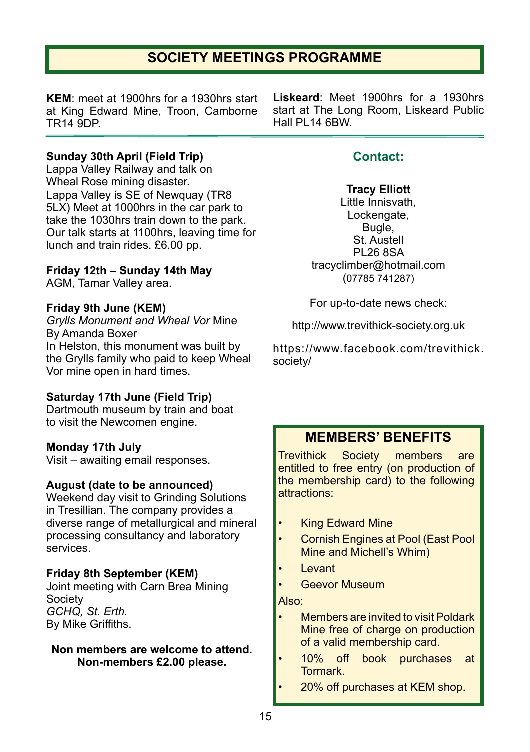# SOCIETY MEETINGS PROGRAMME

**KEM**: meet at 1900hrs for a 1930hrs start at King Edward Mine, Troon, Camborne TR14 9DP.

**Liskeard**: Meet 1900hrs for a 1930hrs start at The Long Room, Liskeard Public Hall PL14 6BW.

**Sunday 30th April (Field Trip)**
Lappa Valley Railway and talk on Wheal Rose mining disaster.
Lappa Valley is SE of Newquay (TR8 5LX) Meet at 1000hrs in the car park to take the 1030hrs train down to the park. Our talk starts at 1100hrs, leaving time for lunch and train rides. £6.00 pp.

**Friday 12th – Sunday 14th May**
AGM, Tamar Valley area.

**Friday 9th June (KEM)**
*Grylls Monument and Wheal Vor* Mine
By Amanda Boxer
In Helston, this monument was built by the Grylls family who paid to keep Wheal Vor mine open in hard times.

**Saturday 17th June (Field Trip)**
Dartmouth museum by train and boat to visit the Newcomen engine.

**Monday 17th July**
Visit – awaiting email responses.

**August (date to be announced)**
Weekend day visit to Grinding Solutions in Tresillian. The company provides a diverse range of metallurgical and mineral processing consultancy and laboratory services.

**Friday 8th September (KEM)**
Joint meeting with Carn Brea Mining Society
*GCHQ, St. Erth.*
By Mike Griffiths.

**Non members are welcome to attend.**
**Non-members £2.00 please.**

## Contact:

**Tracy Elliott**
Little Innisvath,
Lockengate,
Bugle,
St. Austell
PL26 8SA
tracyclimber@hotmail.com
(07785 741287)

For up-to-date news check:

http://www.trevithick-society.org.uk

https://www.facebook.com/trevithick.society/

## MEMBERS' BENEFITS

Trevithick Society members are entitled to free entry (on production of the membership card) to the following attractions:

- King Edward Mine
- Cornish Engines at Pool (East Pool Mine and Michell's Whim)
- Levant
- Geevor Museum

Also:

- Members are invited to visit Poldark Mine free of charge on production of a valid membership card.
- 10% off book purchases at Tormark.
- 20% off purchases at KEM shop.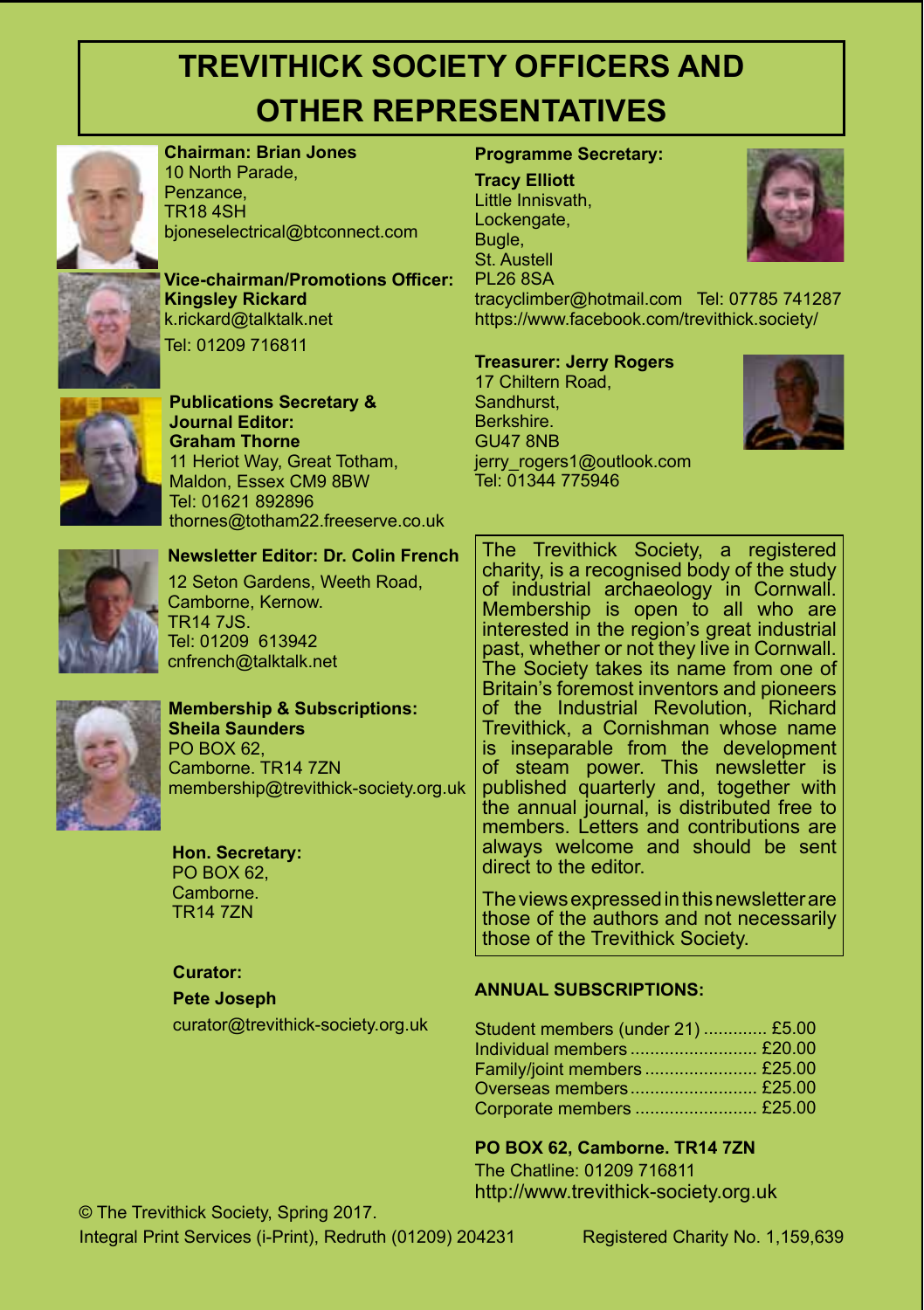# TREVITHICK SOCIETY OFFICERS AND OTHER REPRESENTATIVES

**Chairman: Brian Jones**
10 North Parade,
Penzance,
TR18 4SH
bjoneselectrical@btconnect.com

**Vice-chairman/Promotions Officer:**
**Kingsley Rickard**
k.rickard@talktalk.net
Tel: 01209 716811

**Publications Secretary & Journal Editor:**
**Graham Thorne**
11 Heriot Way, Great Totham,
Maldon, Essex CM9 8BW
Tel: 01621 892896
thornes@totham22.freeserve.co.uk

**Newsletter Editor: Dr. Colin French**
12 Seton Gardens, Weeth Road,
Camborne, Kernow.
TR14 7JS.
Tel: 01209 613942
cnfrench@talktalk.net

**Membership & Subscriptions:**
**Sheila Saunders**
PO BOX 62,
Camborne. TR14 7ZN
membership@trevithick-society.org.uk

**Hon. Secretary:**
PO BOX 62,
Camborne.
TR14 7ZN

**Curator:**
**Pete Joseph**
curator@trevithick-society.org.uk

**Programme Secretary:**
**Tracy Elliott**
Little Innisvath,
Lockengate,
Bugle,
St. Austell
PL26 8SA
tracyclimber@hotmail.com Tel: 07785 741287
https://www.facebook.com/trevithick.society/

**Treasurer: Jerry Rogers**
17 Chiltern Road,
Sandhurst,
Berkshire.
GU47 8NB
jerry_rogers1@outlook.com
Tel: 01344 775946

The Trevithick Society, a registered charity, is a recognised body of the study of industrial archaeology in Cornwall. Membership is open to all who are interested in the region's great industrial past, whether or not they live in Cornwall. The Society takes its name from one of Britain's foremost inventors and pioneers of the Industrial Revolution, Richard Trevithick, a Cornishman whose name is inseparable from the development of steam power. This newsletter is published quarterly and, together with the annual journal, is distributed free to members. Letters and contributions are always welcome and should be sent direct to the editor.

The views expressed in this newsletter are those of the authors and not necessarily those of the Trevithick Society.

**ANNUAL SUBSCRIPTIONS:**

Student members (under 21) ............. £5.00
Individual members .......................... £20.00
Family/joint members ....................... £25.00
Overseas members .......................... £25.00
Corporate members ......................... £25.00

**PO BOX 62, Camborne. TR14 7ZN**
The Chatline: 01209 716811
http://www.trevithick-society.org.uk

© The Trevithick Society, Spring 2017.
Integral Print Services (i-Print), Redruth (01209) 204231

Registered Charity No. 1,159,639